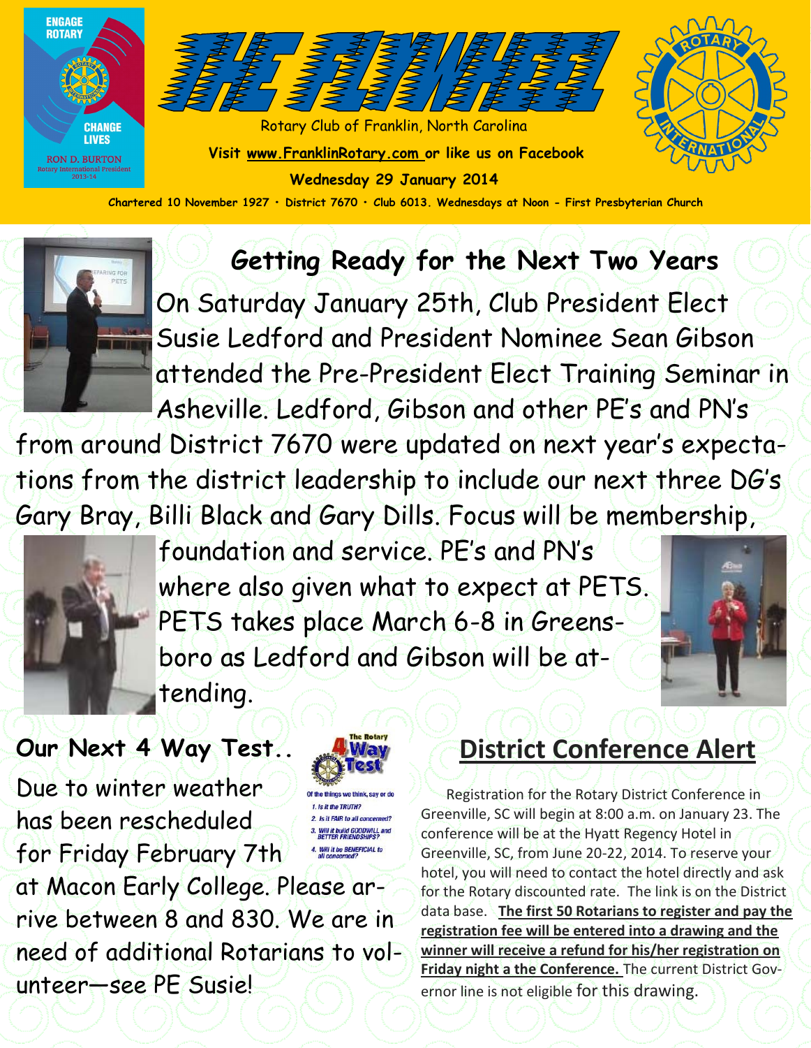# THE FLYWHEEL

Rotary Club of Franklin, North Carolina

**Visit www.FranklinRotary.com or like us on Facebook**

**Wednesday 29 January 2014**

**Chartered 10 November 1927 • District 7670 • Club 6013. Wednesdays at Noon - First Presbyterian Church**

ENGAGE ROTARY CHANGE LIVES

RON D. BURTON
Rotary International President 2013-14

## Getting Ready for the Next Two Years

On Saturday January 25th, Club President Elect Susie Ledford and President Nominee Sean Gibson attended the Pre-President Elect Training Seminar in Asheville. Ledford, Gibson and other PE's and PN's from around District 7670 were updated on next year's expectations from the district leadership to include our next three DG's Gary Bray, Billi Black and Gary Dills. Focus will be membership, foundation and service. PE's and PN's where also given what to expect at PETS. PETS takes place March 6-8 in Greensboro as Ledford and Gibson will be attending.

## Our Next 4 Way Test..

Due to winter weather has been rescheduled for Friday February 7th at Macon Early College. Please arrive between 8 and 830. We are in need of additional Rotarians to volunteer—see PE Susie!

The Rotary 4 Way Test
Of the things we think, say or do
1. Is it the TRUTH?
2. Is it FAIR to all concerned?
3. Will it build GOODWILL and BETTER FRIENDSHIPS?
4. Will it be BENEFICIAL to all concerned?

## District Conference Alert

Registration for the Rotary District Conference in Greenville, SC will begin at 8:00 a.m. on January 23. The conference will be at the Hyatt Regency Hotel in Greenville, SC, from June 20-22, 2014. To reserve your hotel, you will need to contact the hotel directly and ask for the Rotary discounted rate. The link is on the District data base. **The first 50 Rotarians to register and pay the registration fee will be entered into a drawing and the winner will receive a refund for his/her registration on Friday night a the Conference.** The current District Governor line is not eligible for this drawing.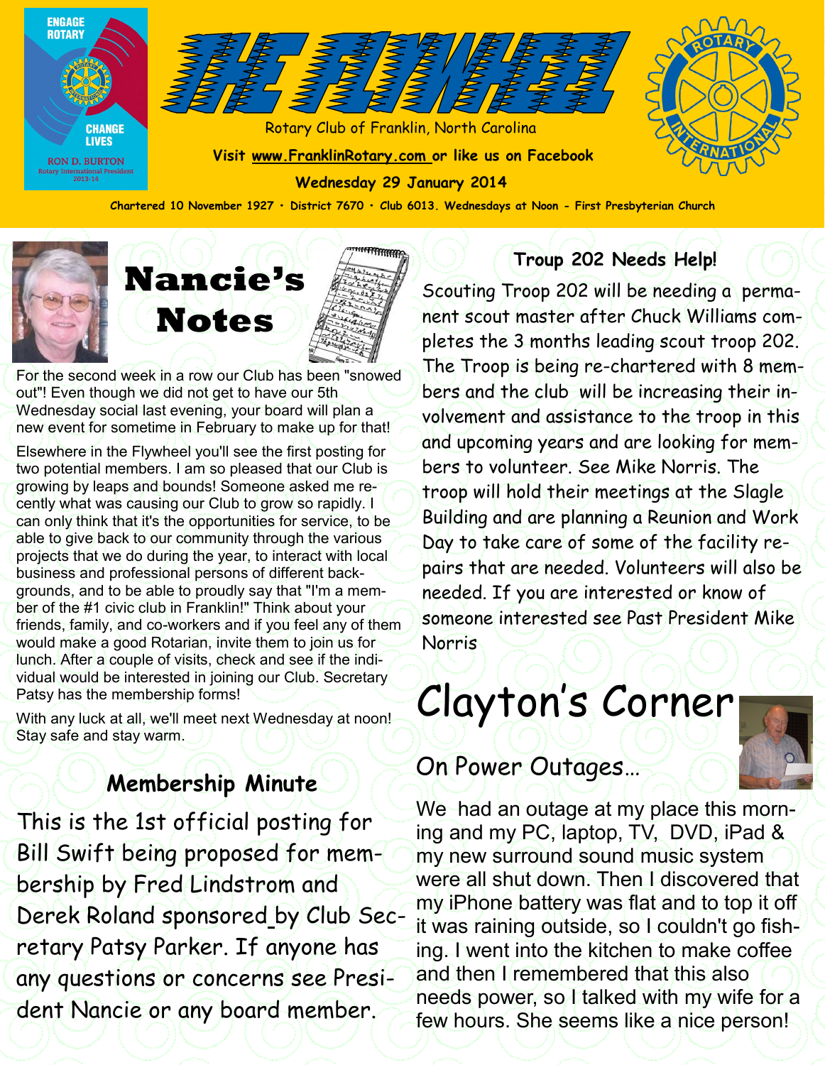# THE FLYWHEEL

Rotary Club of Franklin, North Carolina

Visit www.FranklinRotary.com or like us on Facebook

Wednesday 29 January 2014

Chartered 10 November 1927 • District 7670 • Club 6013. Wednesdays at Noon - First Presbyterian Church

ENGAGE ROTARY
CHANGE LIVES
RON D. BURTON
Rotary International President 2013-14

## Nancie's Notes

For the second week in a row our Club has been "snowed out"! Even though we did not get to have our 5th Wednesday social last evening, your board will plan a new event for sometime in February to make up for that!

Elsewhere in the Flywheel you'll see the first posting for two potential members. I am so pleased that our Club is growing by leaps and bounds! Someone asked me recently what was causing our Club to grow so rapidly. I can only think that it's the opportunities for service, to be able to give back to our community through the various projects that we do during the year, to interact with local business and professional persons of different backgrounds, and to be able to proudly say that "I'm a member of the #1 civic club in Franklin!" Think about your friends, family, and co-workers and if you feel any of them would make a good Rotarian, invite them to join us for lunch. After a couple of visits, check and see if the individual would be interested in joining our Club. Secretary Patsy has the membership forms!

With any luck at all, we'll meet next Wednesday at noon! Stay safe and stay warm.

## Membership Minute

This is the 1st official posting for Bill Swift being proposed for membership by Fred Lindstrom and Derek Roland sponsored by Club Secretary Patsy Parker. If anyone has any questions or concerns see President Nancie or any board member.

## Troup 202 Needs Help!

Scouting Troop 202 will be needing a permanent scout master after Chuck Williams completes the 3 months leading scout troop 202. The Troop is being re-chartered with 8 members and the club will be increasing their involvement and assistance to the troop in this and upcoming years and are looking for members to volunteer. See Mike Norris. The troop will hold their meetings at the Slagle Building and are planning a Reunion and Work Day to take care of some of the facility repairs that are needed. Volunteers will also be needed. If you are interested or know of someone interested see Past President Mike Norris

## Clayton's Corner

### On Power Outages…

We had an outage at my place this morning and my PC, laptop, TV, DVD, iPad & my new surround sound music system were all shut down. Then I discovered that my iPhone battery was flat and to top it off it was raining outside, so I couldn't go fishing. I went into the kitchen to make coffee and then I remembered that this also needs power, so I talked with my wife for a few hours. She seems like a nice person!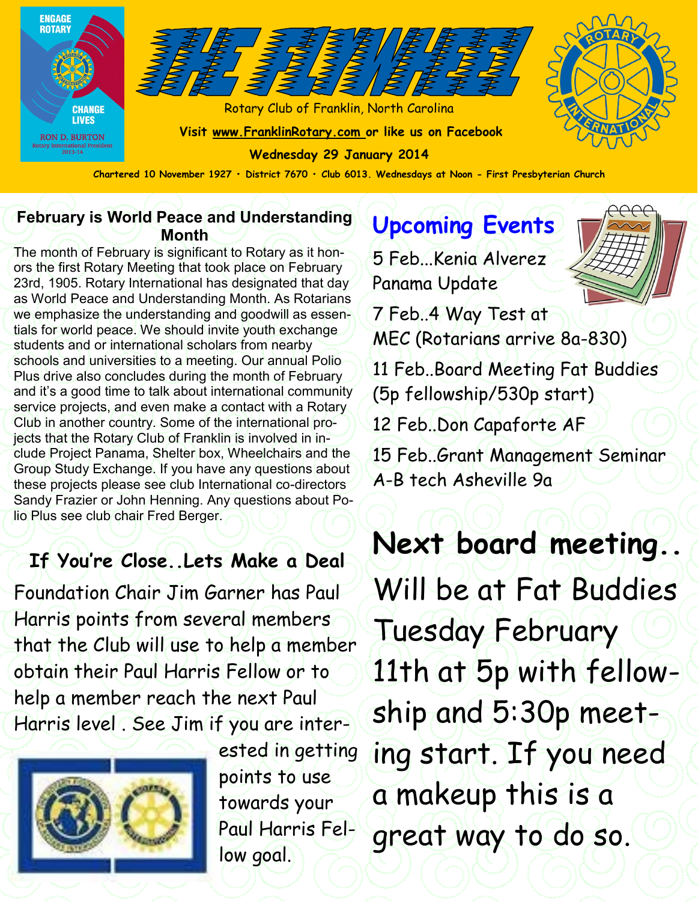# THE FLYWHEEL

Rotary Club of Franklin, North Carolina

Visit www.FranklinRotary.com or like us on Facebook

**Wednesday 29 January 2014**

**Chartered 10 November 1927 • District 7670 • Club 6013. Wednesdays at Noon - First Presbyterian Church**

ENGAGE ROTARY CHANGE LIVES

RON D. BURTON
Rotary International President 2013-14

## February is World Peace and Understanding Month

The month of February is significant to Rotary as it honors the first Rotary Meeting that took place on February 23rd, 1905. Rotary International has designated that day as World Peace and Understanding Month. As Rotarians we emphasize the understanding and goodwill as essentials for world peace. We should invite youth exchange students and or international scholars from nearby schools and universities to a meeting. Our annual Polio Plus drive also concludes during the month of February and it's a good time to talk about international community service projects, and even make a contact with a Rotary Club in another country. Some of the international projects that the Rotary Club of Franklin is involved in include Project Panama, Shelter box, Wheelchairs and the Group Study Exchange. If you have any questions about these projects please see club International co-directors Sandy Frazier or John Henning. Any questions about Polio Plus see club chair Fred Berger.

## If You're Close..Lets Make a Deal

Foundation Chair Jim Garner has Paul Harris points from several members that the Club will use to help a member obtain their Paul Harris Fellow or to help a member reach the next Paul Harris level . See Jim if you are interested in getting points to use towards your Paul Harris Fellow goal.

## Upcoming Events

5 Feb...Kenia Alverez Panama Update

7 Feb..4 Way Test at MEC (Rotarians arrive 8a-830)

11 Feb..Board Meeting Fat Buddies (5p fellowship/530p start)

12 Feb..Don Capaforte AF

15 Feb..Grant Management Seminar A-B tech Asheville 9a

## Next board meeting..

Will be at Fat Buddies Tuesday February 11th at 5p with fellowship and 5:30p meeting start. If you need a makeup this is a great way to do so.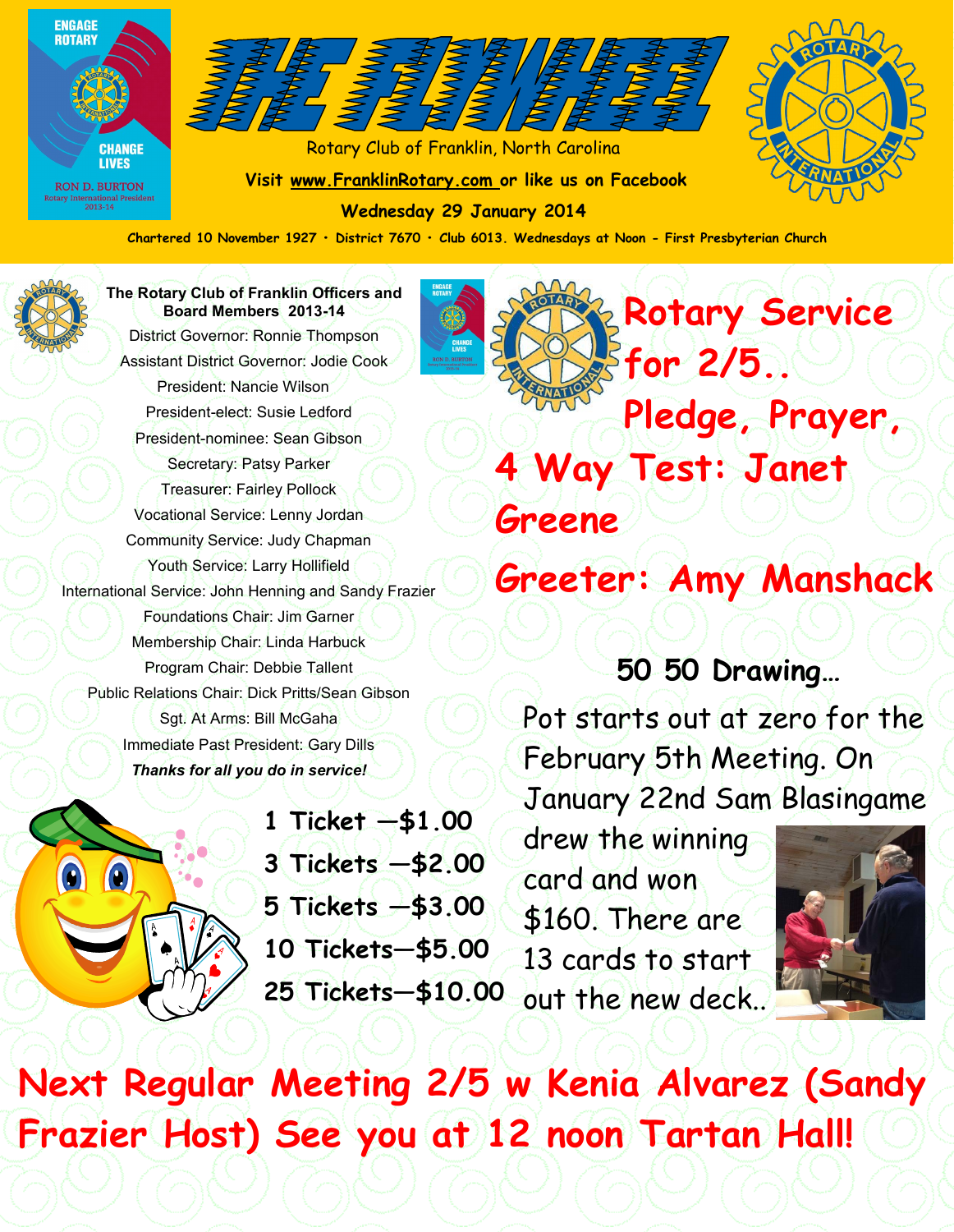# THE FLYWHEEL

Rotary Club of Franklin, North Carolina

Visit www.FranklinRotary.com or like us on Facebook

Wednesday 29 January 2014

Chartered 10 November 1927 • District 7670 • Club 6013. Wednesdays at Noon - First Presbyterian Church

**The Rotary Club of Franklin Officers and Board Members 2013-14**

District Governor: Ronnie Thompson
Assistant District Governor: Jodie Cook
President: Nancie Wilson
President-elect: Susie Ledford
President-nominee: Sean Gibson
Secretary: Patsy Parker
Treasurer: Fairley Pollock
Vocational Service: Lenny Jordan
Community Service: Judy Chapman
Youth Service: Larry Hollifield
International Service: John Henning and Sandy Frazier
Foundations Chair: Jim Garner
Membership Chair: Linda Harbuck
Program Chair: Debbie Tallent
Public Relations Chair: Dick Pritts/Sean Gibson
Sgt. At Arms: Bill McGaha
Immediate Past President: Gary Dills

***Thanks for all you do in service!***

## Rotary Service for 2/5.. Pledge, Prayer, 4 Way Test: Janet Greene

## Greeter: Amy Manshack

**50 50 Drawing…**

Pot starts out at zero for the February 5th Meeting. On January 22nd Sam Blasingame drew the winning card and won $160. There are 13 cards to start out the new deck..

**1 Ticket —$1.00**
**3 Tickets —$2.00**
**5 Tickets —$3.00**
**10 Tickets—$5.00**
**25 Tickets—$10.00**

## Next Regular Meeting 2/5 w Kenia Alvarez (Sandy Frazier Host) See you at 12 noon Tartan Hall!